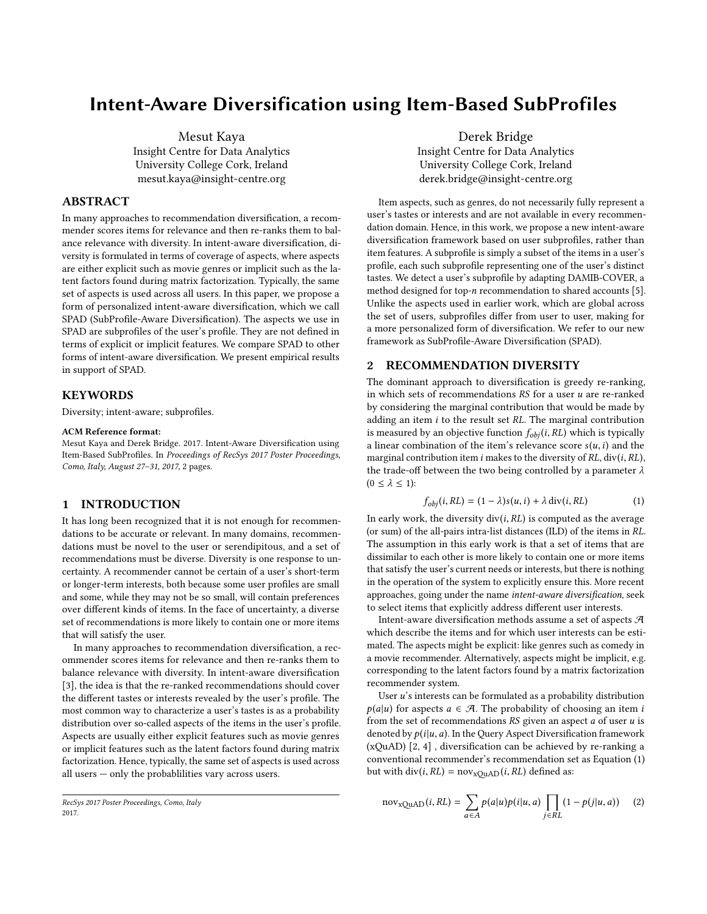# Intent-Aware Diversification using Item-Based SubProfiles

Mesut Kaya
Insight Centre for Data Analytics
University College Cork, Ireland
mesut.kaya@insight-centre.org

Derek Bridge
Insight Centre for Data Analytics
University College Cork, Ireland
derek.bridge@insight-centre.org

## ABSTRACT

In many approaches to recommendation diversification, a recommender scores items for relevance and then re-ranks them to balance relevance with diversity. In intent-aware diversification, diversity is formulated in terms of coverage of aspects, where aspects are either explicit such as movie genres or implicit such as the latent factors found during matrix factorization. Typically, the same set of aspects is used across all users. In this paper, we propose a form of personalized intent-aware diversification, which we call SPAD (SubProfile-Aware Diversification). The aspects we use in SPAD are subprofiles of the user's profile. They are not defined in terms of explicit or implicit features. We compare SPAD to other forms of intent-aware diversification. We present empirical results in support of SPAD.

## KEYWORDS

Diversity; intent-aware; subprofiles.

**ACM Reference format:**
Mesut Kaya and Derek Bridge. 2017. Intent-Aware Diversification using Item-Based SubProfiles. In *Proceedings of RecSys 2017 Poster Proceedings, Como, Italy, August 27–31, 2017,* 2 pages.

## 1 INTRODUCTION

It has long been recognized that it is not enough for recommendations to be accurate or relevant. In many domains, recommendations must be novel to the user or serendipitous, and a set of recommendations must be diverse. Diversity is one response to uncertainty. A recommender cannot be certain of a user's short-term or longer-term interests, both because some user profiles are small and some, while they may not be so small, will contain preferences over different kinds of items. In the face of uncertainty, a diverse set of recommendations is more likely to contain one or more items that will satisfy the user.

In many approaches to recommendation diversification, a recommender scores items for relevance and then re-ranks them to balance relevance with diversity. In intent-aware diversification [3], the idea is that the re-ranked recommendations should cover the different tastes or interests revealed by the user's profile. The most common way to characterize a user's tastes is as a probability distribution over so-called aspects of the items in the user's profile. Aspects are usually either explicit features such as movie genres or implicit features such as the latent factors found during matrix factorization. Hence, typically, the same set of aspects is used across all users — only the probablilities vary across users.

*RecSys 2017 Poster Proceedings, Como, Italy*
2017.

Item aspects, such as genres, do not necessarily fully represent a user's tastes or interests and are not available in every recommendation domain. Hence, in this work, we propose a new intent-aware diversification framework based on user subprofiles, rather than item features. A subprofile is simply a subset of the items in a user's profile, each such subprofile representing one of the user's distinct tastes. We detect a user's subprofile by adapting DAMIB-COVER, a method designed for top-$n$ recommendation to shared accounts [5]. Unlike the aspects used in earlier work, which are global across the set of users, subprofiles differ from user to user, making for a more personalized form of diversification. We refer to our new framework as SubProfile-Aware Diversification (SPAD).

## 2 RECOMMENDATION DIVERSITY

The dominant approach to diversification is greedy re-ranking, in which sets of recommendations $RS$ for a user $u$ are re-ranked by considering the marginal contribution that would be made by adding an item $i$ to the result set $RL$. The marginal contribution is measured by an objective function $f_{obj}(i, RL)$ which is typically a linear combination of the item's relevance score $s(u, i)$ and the marginal contribution item $i$ makes to the diversity of $RL$, $\text{div}(i, RL)$, the trade-off between the two being controlled by a parameter $\lambda$ $(0 \leq \lambda \leq 1)$:

$$f_{obj}(i, RL) = (1 - \lambda)s(u, i) + \lambda \, \text{div}(i, RL) \tag{1}$$

In early work, the diversity $\text{div}(i, RL)$ is computed as the average (or sum) of the all-pairs intra-list distances (ILD) of the items in $RL$. The assumption in this early work is that a set of items that are dissimilar to each other is more likely to contain one or more items that satisfy the user's current needs or interests, but there is nothing in the operation of the system to explicitly ensure this. More recent approaches, going under the name *intent-aware diversification*, seek to select items that explicitly address different user interests.

Intent-aware diversification methods assume a set of aspects $\mathcal{A}$ which describe the items and for which user interests can be estimated. The aspects might be explicit: like genres such as comedy in a movie recommender. Alternatively, aspects might be implicit, e.g. corresponding to the latent factors found by a matrix factorization recommender system.

User $u$'s interests can be formulated as a probability distribution $p(a|u)$ for aspects $a \in \mathcal{A}$. The probability of choosing an item $i$ from the set of recommendations $RS$ given an aspect $a$ of user $u$ is denoted by $p(i|u, a)$. In the Query Aspect Diversification framework (xQuAD) [2, 4] , diversification can be achieved by re-ranking a conventional recommender's recommendation set as Equation (1) but with $\text{div}(i, RL) = \text{nov}_{\text{xQuAD}}(i, RL)$ defined as:

$$\text{nov}_{\text{xQuAD}}(i, RL) = \sum_{a \in A} p(a|u)p(i|u, a) \prod_{j \in RL} (1 - p(j|u, a)) \tag{2}$$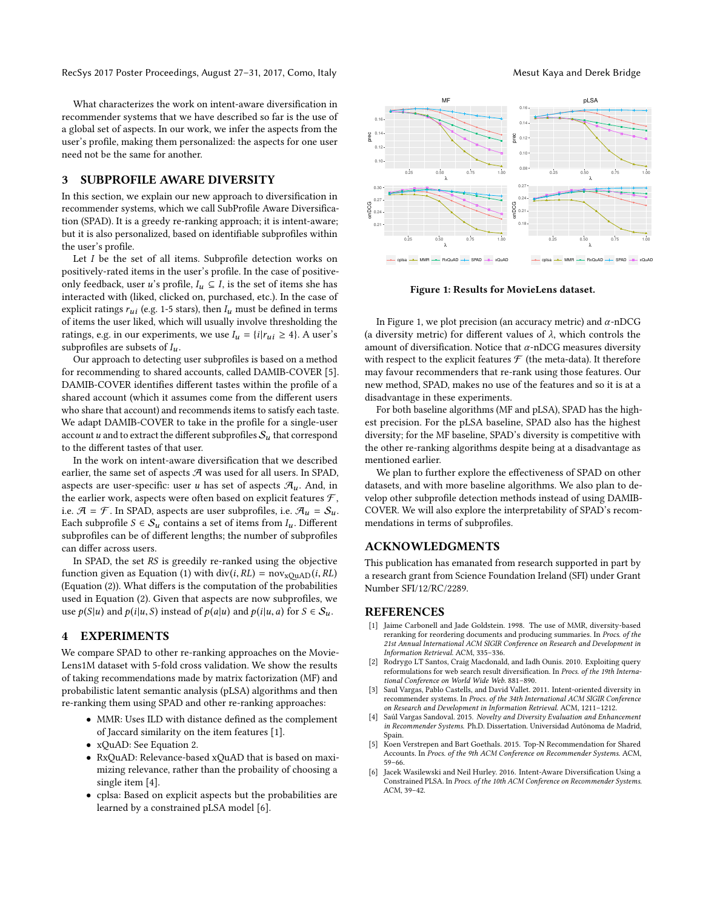What characterizes the work on intent-aware diversification in recommender systems that we have described so far is the use of a global set of aspects. In our work, we infer the aspects from the user's profile, making them personalized: the aspects for one user need not be the same for another.

## 3 SUBPROFILE AWARE DIVERSITY

In this section, we explain our new approach to diversification in recommender systems, which we call SubProfile Aware Diversification (SPAD). It is a greedy re-ranking approach; it is intent-aware; but it is also personalized, based on identifiable subprofiles within the user's profile.

Let $I$ be the set of all items. Subprofile detection works on positively-rated items in the user's profile. In the case of positive-only feedback, user $u$'s profile, $I_u \subseteq I$, is the set of items she has interacted with (liked, clicked on, purchased, etc.). In the case of explicit ratings $r_{ui}$ (e.g. 1-5 stars), then $I_u$ must be defined in terms of items the user liked, which will usually involve thresholding the ratings, e.g. in our experiments, we use $I_u = \{i | r_{ui} \geq 4\}$. A user's subprofiles are subsets of $I_u$.

Our approach to detecting user subprofiles is based on a method for recommending to shared accounts, called DAMIB-COVER [5]. DAMIB-COVER identifies different tastes within the profile of a shared account (which it assumes come from the different users who share that account) and recommends items to satisfy each taste. We adapt DAMIB-COVER to take in the profile for a single-user account $u$ and to extract the different subprofiles $\mathcal{S}_u$ that correspond to the different tastes of that user.

In the work on intent-aware diversification that we described earlier, the same set of aspects $\mathcal{A}$ was used for all users. In SPAD, aspects are user-specific: user $u$ has set of aspects $\mathcal{A}_u$. And, in the earlier work, aspects were often based on explicit features $\mathcal{F}$, i.e. $\mathcal{A} = \mathcal{F}$. In SPAD, aspects are user subprofiles, i.e. $\mathcal{A}_u = \mathcal{S}_u$. Each subprofile $S \in \mathcal{S}_u$ contains a set of items from $I_u$. Different subprofiles can be of different lengths; the number of subprofiles can differ across users.

In SPAD, the set $RS$ is greedily re-ranked using the objective function given as Equation (1) with $\text{div}(i, RL) = \text{nov}_{\text{xQuAD}}(i, RL)$ (Equation (2)). What differs is the computation of the probabilities used in Equation (2). Given that aspects are now subprofiles, we use $p(S|u)$ and $p(i|u, S)$ instead of $p(a|u)$ and $p(i|u, a)$ for $S \in \mathcal{S}_u$.

## 4 EXPERIMENTS

We compare SPAD to other re-ranking approaches on the MovieLens1M dataset with 5-fold cross validation. We show the results of taking recommendations made by matrix factorization (MF) and probabilistic latent semantic analysis (pLSA) algorithms and then re-ranking them using SPAD and other re-ranking approaches:

- MMR: Uses ILD with distance defined as the complement of Jaccard similarity on the item features [1].
- xQuAD: See Equation 2.
- RxQuAD: Relevance-based xQuAD that is based on maximizing relevance, rather than the probaility of choosing a single item [4].
- cplsa: Based on explicit aspects but the probabilities are learned by a constrained pLSA model [6].

MF

pLSA

prec

αnDCG

λ

0.10 0.12 0.14 0.16

0.08 0.10 0.12 0.14 0.16

0.21 0.24 0.27 0.30

0.18 0.21 0.24 0.27

0.25 0.50 0.75 1.00

cplsa MMR RxQuAD SPAD xQuAD

**Figure 1: Results for MovieLens dataset.**

In Figure 1, we plot precision (an accuracy metric) and $\alpha$-nDCG (a diversity metric) for different values of $\lambda$, which controls the amount of diversification. Notice that $\alpha$-nDCG measures diversity with respect to the explicit features $\mathcal{F}$ (the meta-data). It therefore may favour recommenders that re-rank using those features. Our new method, SPAD, makes no use of the features and so it is at a disadvantage in these experiments.

For both baseline algorithms (MF and pLSA), SPAD has the highest precision. For the pLSA baseline, SPAD also has the highest diversity; for the MF baseline, SPAD's diversity is competitive with the other re-ranking algorithms despite being at a disadvantage as mentioned earlier.

We plan to further explore the effectiveness of SPAD on other datasets, and with more baseline algorithms. We also plan to develop other subprofile detection methods instead of using DAMIB-COVER. We will also explore the interpretability of SPAD's recommendations in terms of subprofiles.

## ACKNOWLEDGMENTS

This publication has emanated from research supported in part by a research grant from Science Foundation Ireland (SFI) under Grant Number SFI/12/RC/2289.

## REFERENCES

[1] Jaime Carbonell and Jade Goldstein. 1998. The use of MMR, diversity-based reranking for reordering documents and producing summaries. In *Procs. of the 21st Annual International ACM SIGIR Conference on Research and Development in Information Retrieval*. ACM, 335–336.

[2] Rodrygo LT Santos, Craig Macdonald, and Iadh Ounis. 2010. Exploiting query reformulations for web search result diversification. In *Procs. of the 19th International Conference on World Wide Web*. 881–890.

[3] Saul Vargas, Pablo Castells, and David Vallet. 2011. Intent-oriented diversity in recommender systems. In *Procs. of the 34th International ACM SIGIR Conference on Research and Development in Information Retrieval*. ACM, 1211–1212.

[4] Saúl Vargas Sandoval. 2015. *Novelty and Diversity Evaluation and Enhancement in Recommender Systems*. Ph.D. Dissertation. Universidad Autónoma de Madrid, Spain.

[5] Koen Verstrepen and Bart Goethals. 2015. Top-N Recommendation for Shared Accounts. In *Procs. of the 9th ACM Conference on Recommender Systems*. ACM, 59–66.

[6] Jacek Wasilewski and Neil Hurley. 2016. Intent-Aware Diversification Using a Constrained PLSA. In *Procs. of the 10th ACM Conference on Recommender Systems*. ACM, 39–42.